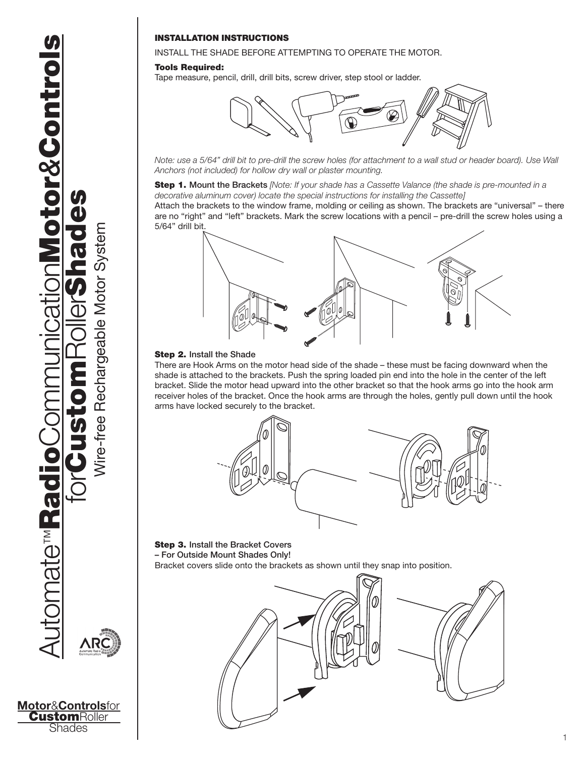# Automate™ Radio Communication Motor & Controls for Custom Roller Shades

Wire-free Rechargeable Motor System

**Motor & Controls for Custom Roller Shades**

## INSTALLATION INSTRUCTIONS

INSTALL THE SHADE BEFORE ATTEMPTING TO OPERATE THE MOTOR.

**Tools Required:**
Tape measure, pencil, drill, drill bits, screw driver, step stool or ladder.

*Note: use a 5/64" drill bit to pre-drill the screw holes (for attachment to a wall stud or header board). Use Wall Anchors (not included) for hollow dry wall or plaster mounting.*

**Step 1.** Mount the Brackets *[Note: If your shade has a Cassette Valance (the shade is pre-mounted in a decorative aluminum cover) locate the special instructions for installing the Cassette]*
Attach the brackets to the window frame, molding or ceiling as shown. The brackets are "universal" – there are no "right" and "left" brackets. Mark the screw locations with a pencil – pre-drill the screw holes using a 5/64" drill bit.

**Step 2.** Install the Shade
There are Hook Arms on the motor head side of the shade – these must be facing downward when the shade is attached to the brackets. Push the spring loaded pin end into the hole in the center of the left bracket. Slide the motor head upward into the other bracket so that the hook arms go into the hook arm receiver holes of the bracket. Once the hook arms are through the holes, gently pull down until the hook arms have locked securely to the bracket.

**Step 3.** Install the Bracket Covers
**– For Outside Mount Shades Only!**
Bracket covers slide onto the brackets as shown until they snap into position.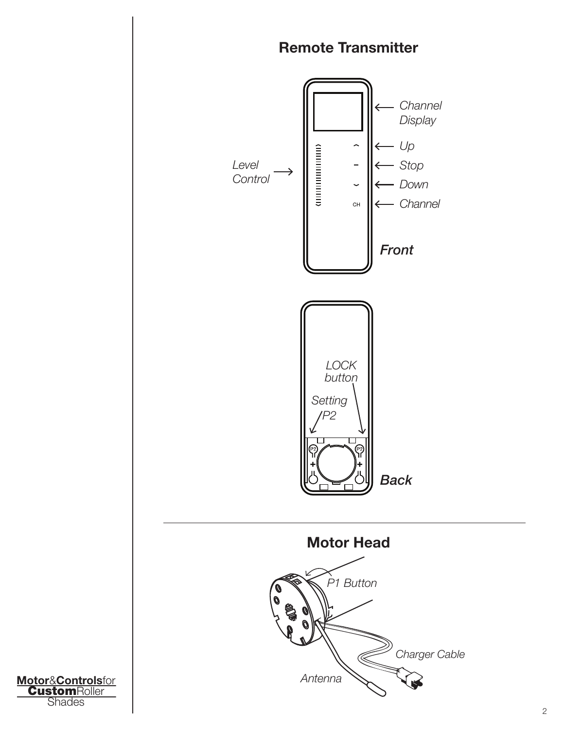## Remote Transmitter

Channel Display

Up

Stop

Down

Channel

Level Control

*Front*

LOCK button

Setting P2

*Back*

## Motor Head

P1 Button

Charger Cable

Antenna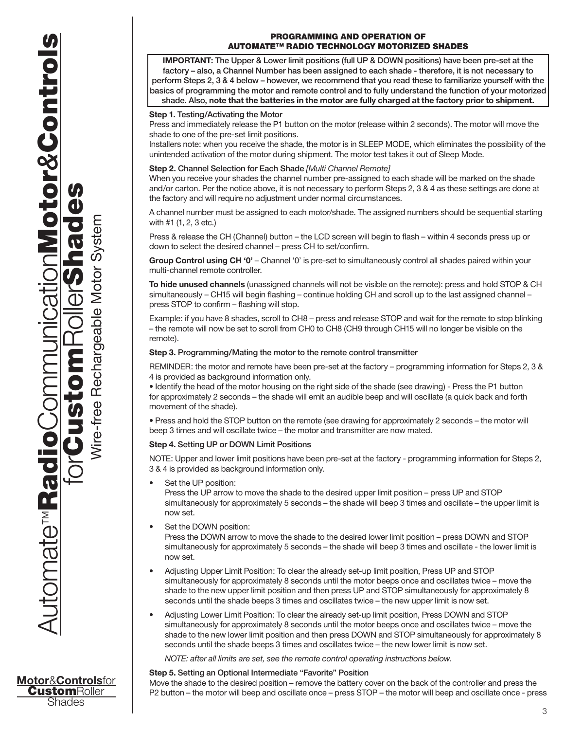## PROGRAMMING AND OPERATION OF AUTOMATE™ RADIO TECHNOLOGY MOTORIZED SHADES

**IMPORTANT:** The Upper & Lower limit positions (full UP & DOWN positions) have been pre-set at the factory – also, a Channel Number has been assigned to each shade - therefore, it is not necessary to perform Steps 2, 3 & 4 below – however, we recommend that you read these to familiarize yourself with the basics of programming the motor and remote control and to fully understand the function of your motorized shade. Also, **note that the batteries in the motor are fully charged at the factory prior to shipment.**

**Step 1.** Testing/Activating the Motor

Press and immediately release the P1 button on the motor (release within 2 seconds). The motor will move the shade to one of the pre-set limit positions.

Installers note: when you receive the shade, the motor is in SLEEP MODE, which eliminates the possibility of the unintended activation of the motor during shipment. The motor test takes it out of Sleep Mode.

**Step 2.** Channel Selection for Each Shade *[Multi Channel Remote]*

When you receive your shades the channel number pre-assigned to each shade will be marked on the shade and/or carton. Per the notice above, it is not necessary to perform Steps 2, 3 & 4 as these settings are done at the factory and will require no adjustment under normal circumstances.

A channel number must be assigned to each motor/shade. The assigned numbers should be sequential starting with #1 (1, 2, 3 etc.)

Press & release the CH (Channel) button – the LCD screen will begin to flash – within 4 seconds press up or down to select the desired channel – press CH to set/confirm.

**Group Control using CH '0'** – Channel '0' is pre-set to simultaneously control all shades paired within your multi-channel remote controller.

**To hide unused channels** (unassigned channels will not be visible on the remote): press and hold STOP & CH simultaneously – CH15 will begin flashing – continue holding CH and scroll up to the last assigned channel – press STOP to confirm – flashing will stop.

Example: if you have 8 shades, scroll to CH8 – press and release STOP and wait for the remote to stop blinking – the remote will now be set to scroll from CH0 to CH8 (CH9 through CH15 will no longer be visible on the remote).

**Step 3.** Programming/Mating the motor to the remote control transmitter

REMINDER: the motor and remote have been pre-set at the factory – programming information for Steps 2, 3 & 4 is provided as background information only.

- Identify the head of the motor housing on the right side of the shade (see drawing) - Press the P1 button for approximately 2 seconds – the shade will emit an audible beep and will oscillate (a quick back and forth movement of the shade).
- Press and hold the STOP button on the remote (see drawing for approximately 2 seconds – the motor will beep 3 times and will oscillate twice – the motor and transmitter are now mated.

**Step 4.** Setting UP or DOWN Limit Positions

NOTE: Upper and lower limit positions have been pre-set at the factory - programming information for Steps 2, 3 & 4 is provided as background information only.

- Set the UP position:
  Press the UP arrow to move the shade to the desired upper limit position – press UP and STOP simultaneously for approximately 5 seconds – the shade will beep 3 times and oscillate – the upper limit is now set.
- Set the DOWN position:
  Press the DOWN arrow to move the shade to the desired lower limit position – press DOWN and STOP simultaneously for approximately 5 seconds – the shade will beep 3 times and oscillate - the lower limit is now set.
- Adjusting Upper Limit Position: To clear the already set-up limit position, Press UP and STOP simultaneously for approximately 8 seconds until the motor beeps once and oscillates twice – move the shade to the new upper limit position and then press UP and STOP simultaneously for approximately 8 seconds until the shade beeps 3 times and oscillates twice – the new upper limit is now set.
- Adjusting Lower Limit Position: To clear the already set-up limit position, Press DOWN and STOP simultaneously for approximately 8 seconds until the motor beeps once and oscillates twice – move the shade to the new lower limit position and then press DOWN and STOP simultaneously for approximately 8 seconds until the shade beeps 3 times and oscillates twice – the new lower limit is now set.

  *NOTE: after all limits are set, see the remote control operating instructions below.*

**Step 5.** Setting an Optional Intermediate "Favorite" Position

Move the shade to the desired position – remove the battery cover on the back of the controller and press the P2 button – the motor will beep and oscillate once – press STOP – the motor will beep and oscillate once - press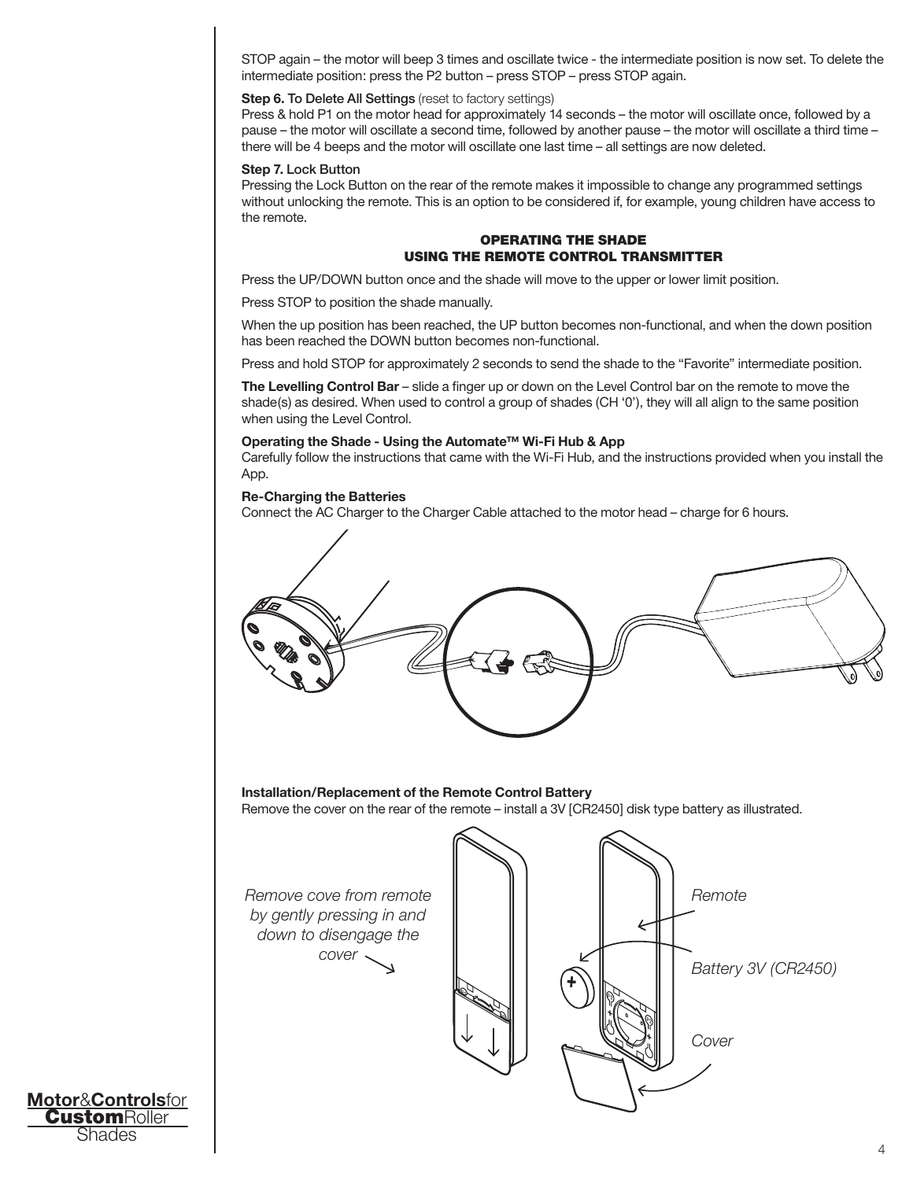STOP again – the motor will beep 3 times and oscillate twice - the intermediate position is now set. To delete the intermediate position: press the P2 button – press STOP – press STOP again.

**Step 6.** To Delete All Settings (reset to factory settings)
Press & hold P1 on the motor head for approximately 14 seconds – the motor will oscillate once, followed by a pause – the motor will oscillate a second time, followed by another pause – the motor will oscillate a third time – there will be 4 beeps and the motor will oscillate one last time – all settings are now deleted.

**Step 7.** Lock Button
Pressing the Lock Button on the rear of the remote makes it impossible to change any programmed settings without unlocking the remote. This is an option to be considered if, for example, young children have access to the remote.

## OPERATING THE SHADE USING THE REMOTE CONTROL TRANSMITTER

Press the UP/DOWN button once and the shade will move to the upper or lower limit position.

Press STOP to position the shade manually.

When the up position has been reached, the UP button becomes non-functional, and when the down position has been reached the DOWN button becomes non-functional.

Press and hold STOP for approximately 2 seconds to send the shade to the "Favorite" intermediate position.

**The Levelling Control Bar** – slide a finger up or down on the Level Control bar on the remote to move the shade(s) as desired. When used to control a group of shades (CH '0'), they will all align to the same position when using the Level Control.

**Operating the Shade - Using the Automate™ Wi-Fi Hub & App**
Carefully follow the instructions that came with the Wi-Fi Hub, and the instructions provided when you install the App.

**Re-Charging the Batteries**
Connect the AC Charger to the Charger Cable attached to the motor head – charge for 6 hours.

**Installation/Replacement of the Remote Control Battery**
Remove the cover on the rear of the remote – install a 3V [CR2450] disk type battery as illustrated.

*Remove cove from remote by gently pressing in and down to disengage the cover*

*Remote*

*Battery 3V (CR2450)*

*Cover*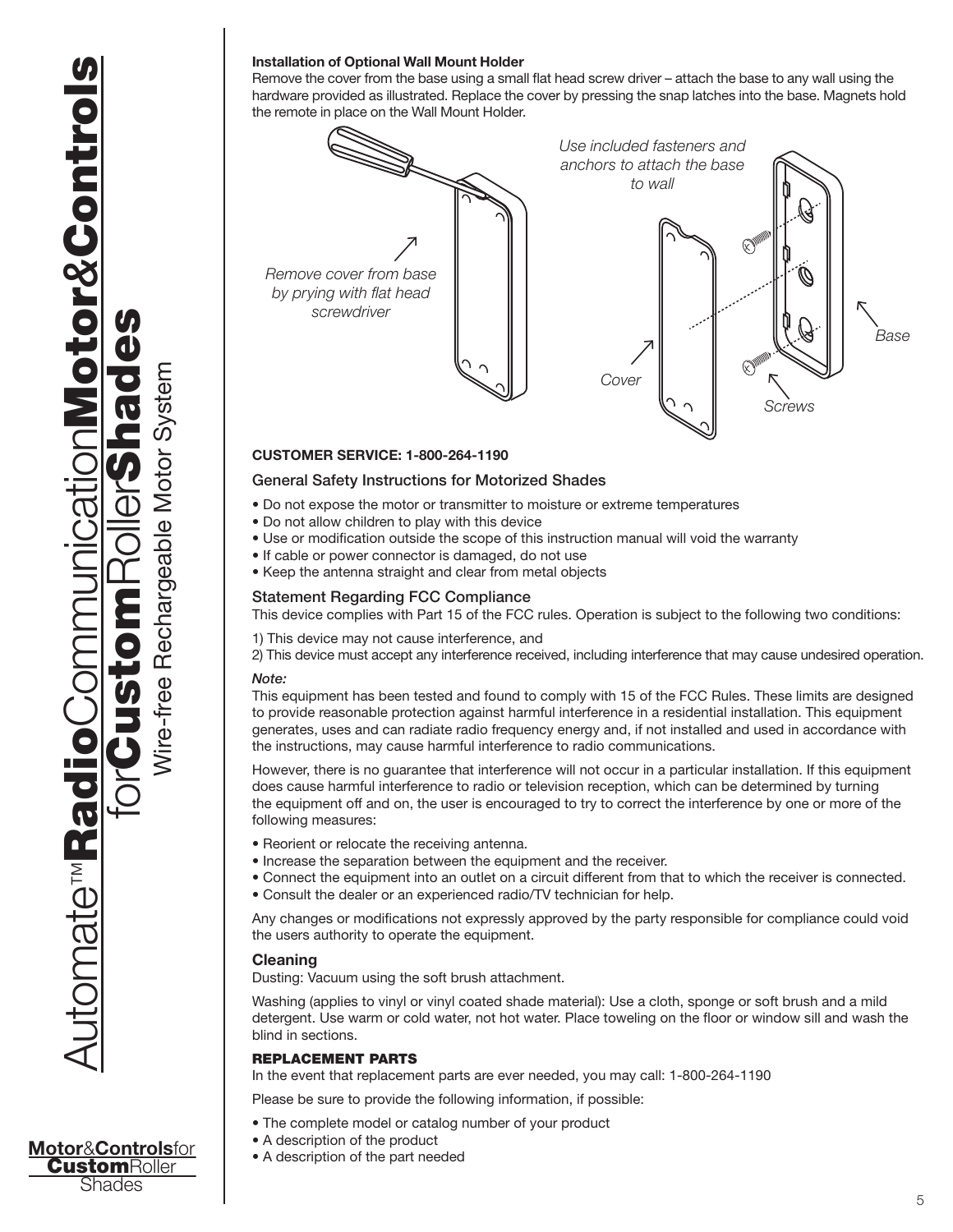**Installation of Optional Wall Mount Holder**

Remove the cover from the base using a small flat head screw driver – attach the base to any wall using the hardware provided as illustrated. Replace the cover by pressing the snap latches into the base. Magnets hold the remote in place on the Wall Mount Holder.

*Remove cover from base by prying with flat head screwdriver*

*Use included fasteners and anchors to attach the base to wall*

*Cover*

*Base*

*Screws*

**CUSTOMER SERVICE: 1-800-264-1190**

### General Safety Instructions for Motorized Shades

- Do not expose the motor or transmitter to moisture or extreme temperatures
- Do not allow children to play with this device
- Use or modification outside the scope of this instruction manual will void the warranty
- If cable or power connector is damaged, do not use
- Keep the antenna straight and clear from metal objects

### Statement Regarding FCC Compliance

This device complies with Part 15 of the FCC rules. Operation is subject to the following two conditions:

1) This device may not cause interference, and
2) This device must accept any interference received, including interference that may cause undesired operation.

***Note:***

This equipment has been tested and found to comply with 15 of the FCC Rules. These limits are designed to provide reasonable protection against harmful interference in a residential installation. This equipment generates, uses and can radiate radio frequency energy and, if not installed and used in accordance with the instructions, may cause harmful interference to radio communications.

However, there is no guarantee that interference will not occur in a particular installation. If this equipment does cause harmful interference to radio or television reception, which can be determined by turning the equipment off and on, the user is encouraged to try to correct the interference by one or more of the following measures:

- Reorient or relocate the receiving antenna.
- Increase the separation between the equipment and the receiver.
- Connect the equipment into an outlet on a circuit different from that to which the receiver is connected.
- Consult the dealer or an experienced radio/TV technician for help.

Any changes or modifications not expressly approved by the party responsible for compliance could void the users authority to operate the equipment.

### Cleaning

Dusting: Vacuum using the soft brush attachment.

Washing (applies to vinyl or vinyl coated shade material): Use a cloth, sponge or soft brush and a mild detergent. Use warm or cold water, not hot water. Place toweling on the floor or window sill and wash the blind in sections.

### REPLACEMENT PARTS

In the event that replacement parts are ever needed, you may call: 1-800-264-1190

Please be sure to provide the following information, if possible:

- The complete model or catalog number of your product
- A description of the product
- A description of the part needed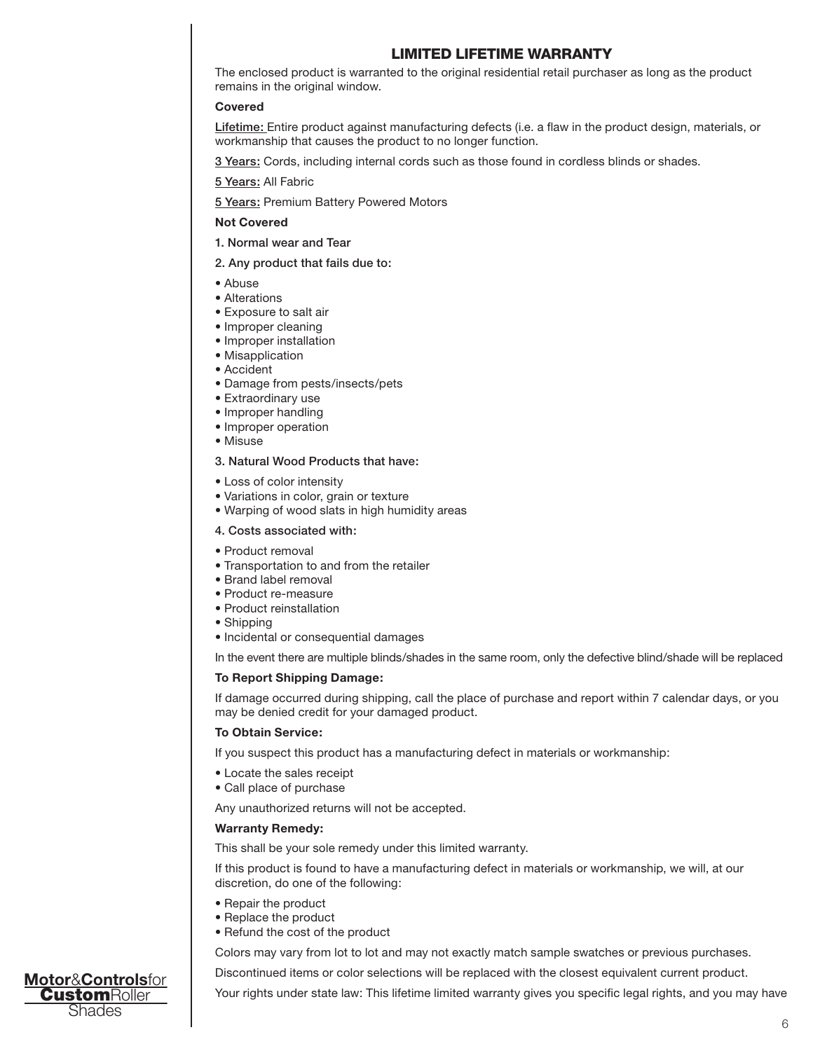## LIMITED LIFETIME WARRANTY

The enclosed product is warranted to the original residential retail purchaser as long as the product remains in the original window.

**Covered**

Lifetime: Entire product against manufacturing defects (i.e. a flaw in the product design, materials, or workmanship that causes the product to no longer function.

3 Years: Cords, including internal cords such as those found in cordless blinds or shades.

5 Years: All Fabric

5 Years: Premium Battery Powered Motors

**Not Covered**

1. Normal wear and Tear

2. Any product that fails due to:

- Abuse
- Alterations
- Exposure to salt air
- Improper cleaning
- Improper installation
- Misapplication
- Accident
- Damage from pests/insects/pets
- Extraordinary use
- Improper handling
- Improper operation
- Misuse

3. Natural Wood Products that have:

- Loss of color intensity
- Variations in color, grain or texture
- Warping of wood slats in high humidity areas

4. Costs associated with:

- Product removal
- Transportation to and from the retailer
- Brand label removal
- Product re-measure
- Product reinstallation
- Shipping
- Incidental or consequential damages

In the event there are multiple blinds/shades in the same room, only the defective blind/shade will be replaced

**To Report Shipping Damage:**

If damage occurred during shipping, call the place of purchase and report within 7 calendar days, or you may be denied credit for your damaged product.

**To Obtain Service:**

If you suspect this product has a manufacturing defect in materials or workmanship:

- Locate the sales receipt
- Call place of purchase

Any unauthorized returns will not be accepted.

**Warranty Remedy:**

This shall be your sole remedy under this limited warranty.

If this product is found to have a manufacturing defect in materials or workmanship, we will, at our discretion, do one of the following:

- Repair the product
- Replace the product
- Refund the cost of the product

Colors may vary from lot to lot and may not exactly match sample swatches or previous purchases.

Discontinued items or color selections will be replaced with the closest equivalent current product.

Your rights under state law: This lifetime limited warranty gives you specific legal rights, and you may have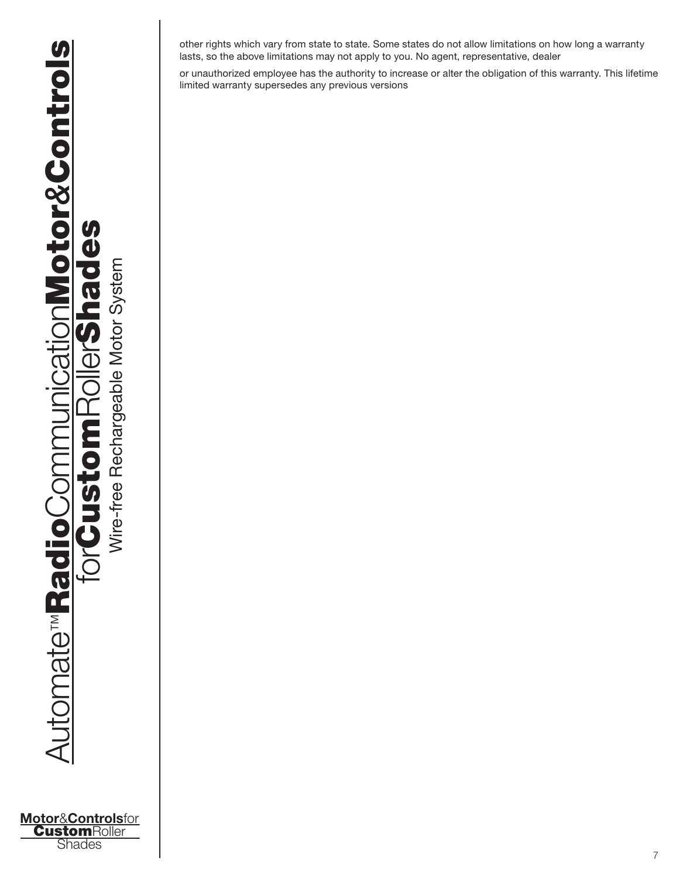other rights which vary from state to state. Some states do not allow limitations on how long a warranty lasts, so the above limitations may not apply to you. No agent, representative, dealer

or unauthorized employee has the authority to increase or alter the obligation of this warranty. This lifetime limited warranty supersedes any previous versions